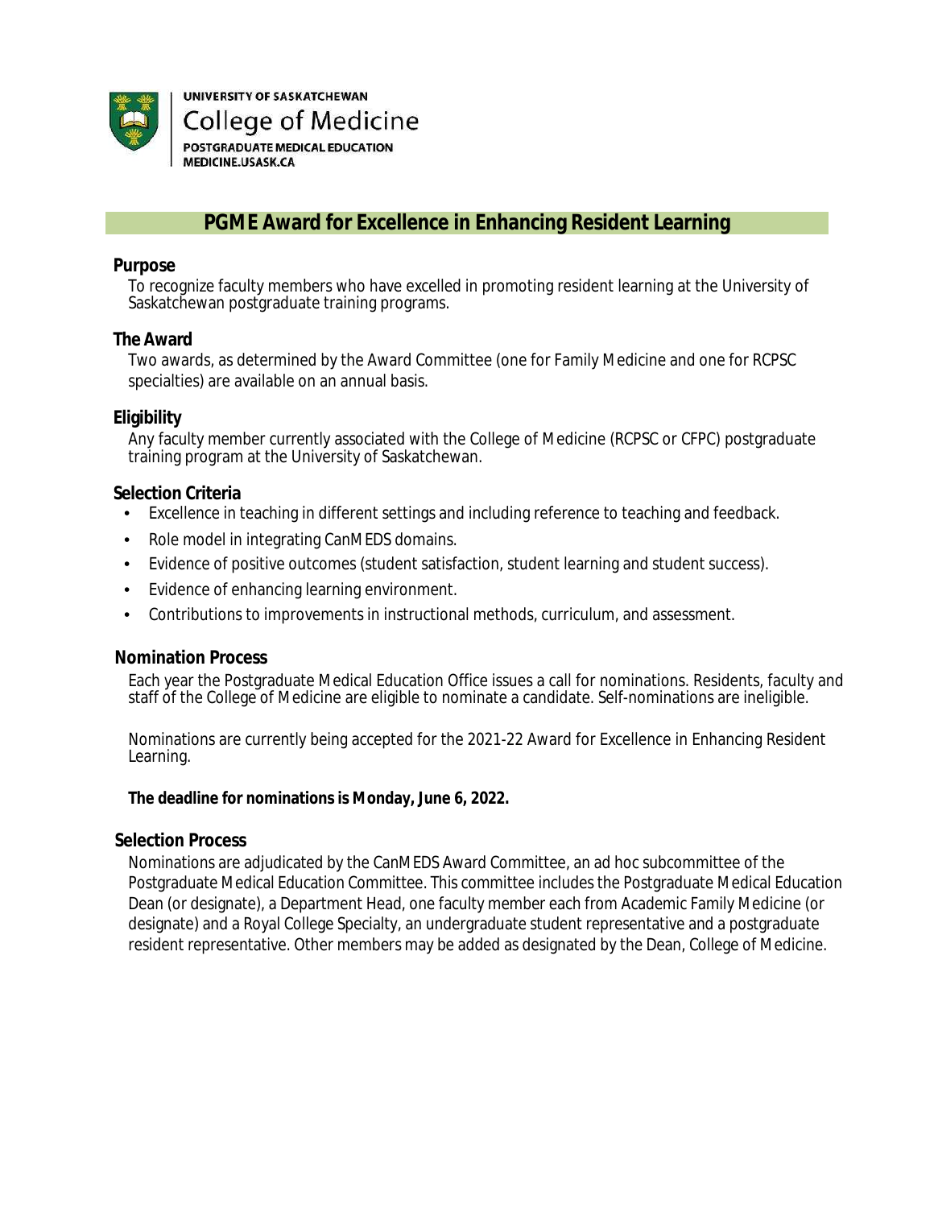UNIVERSITY OF SASKATCHEWAN
College of Medicine
POSTGRADUATE MEDICAL EDUCATION
MEDICINE.USASK.CA

# PGME Award for Excellence in Enhancing Resident Learning

## Purpose

To recognize faculty members who have excelled in promoting resident learning at the University of Saskatchewan postgraduate training programs.

## The Award

Two awards, as determined by the Award Committee (one for Family Medicine and one for RCPSC specialties) are available on an annual basis.

## Eligibility

Any faculty member currently associated with the College of Medicine (RCPSC or CFPC) postgraduate training program at the University of Saskatchewan.

## Selection Criteria

- Excellence in teaching in different settings and including reference to teaching and feedback.
- Role model in integrating CanMEDS domains.
- Evidence of positive outcomes (student satisfaction, student learning and student success).
- Evidence of enhancing learning environment.
- Contributions to improvements in instructional methods, curriculum, and assessment.

## Nomination Process

Each year the Postgraduate Medical Education Office issues a call for nominations. Residents, faculty and staff of the College of Medicine are eligible to nominate a candidate. Self-nominations are ineligible.

Nominations are currently being accepted for the 2021-22 Award for Excellence in Enhancing Resident Learning.

**The deadline for nominations is Monday, June 6, 2022.**

## Selection Process

Nominations are adjudicated by the CanMEDS Award Committee, an ad hoc subcommittee of the Postgraduate Medical Education Committee. This committee includes the Postgraduate Medical Education Dean (or designate), a Department Head, one faculty member each from Academic Family Medicine (or designate) and a Royal College Specialty, an undergraduate student representative and a postgraduate resident representative. Other members may be added as designated by the Dean, College of Medicine.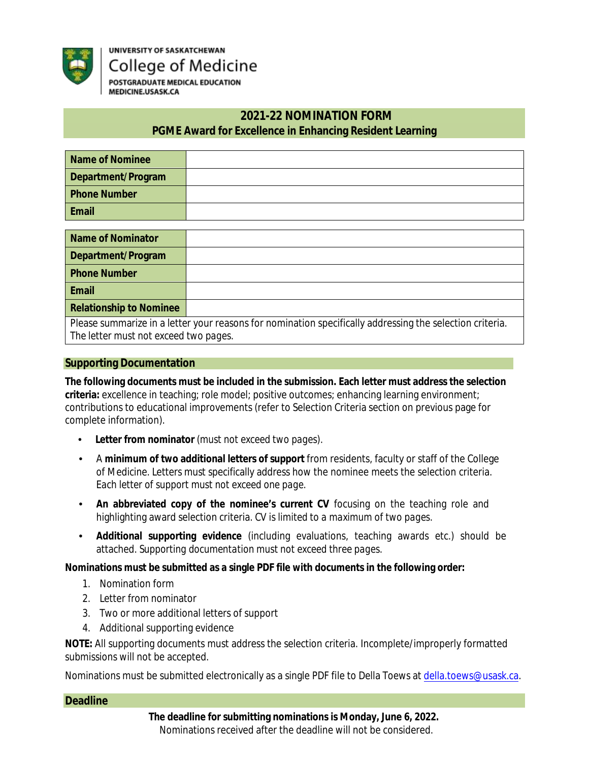UNIVERSITY OF SASKATCHEWAN
College of Medicine
POSTGRADUATE MEDICAL EDUCATION
MEDICINE.USASK.CA

## 2021-22 NOMINATION FORM
### PGME Award for Excellence in Enhancing Resident Learning

| | |
|---|---|
| **Name of Nominee** | |
| **Department/Program** | |
| **Phone Number** | |
| **Email** | |

| | |
|---|---|
| **Name of Nominator** | |
| **Department/Program** | |
| **Phone Number** | |
| **Email** | |
| **Relationship to Nominee** | |

Please summarize in a letter your reasons for nomination specifically addressing the selection criteria. The letter must not exceed two pages.

### Supporting Documentation

**The following documents must be included in the submission. Each letter must address the selection criteria:** excellence in teaching; role model; positive outcomes; enhancing learning environment; contributions to educational improvements (refer to Selection Criteria section on previous page for complete information).

- **Letter from nominator** (must not exceed two pages).
- A **minimum of two additional letters of support** from residents, faculty or staff of the College of Medicine. Letters must specifically address how the nominee meets the selection criteria. Each letter of support must not exceed one page.
- **An abbreviated copy of the nominee's current CV** focusing on the teaching role and highlighting award selection criteria. CV is limited to a maximum of two pages.
- **Additional supporting evidence** (including evaluations, teaching awards etc.) should be attached. Supporting documentation must not exceed three pages.

**Nominations must be submitted as a single PDF file with documents in the following order:**

1. Nomination form
2. Letter from nominator
3. Two or more additional letters of support
4. Additional supporting evidence

**NOTE:** All supporting documents must address the selection criteria. Incomplete/improperly formatted submissions will not be accepted.

Nominations must be submitted electronically as a single PDF file to Della Toews at della.toews@usask.ca.

### Deadline

**The deadline for submitting nominations is Monday, June 6, 2022.**
Nominations received after the deadline will not be considered.